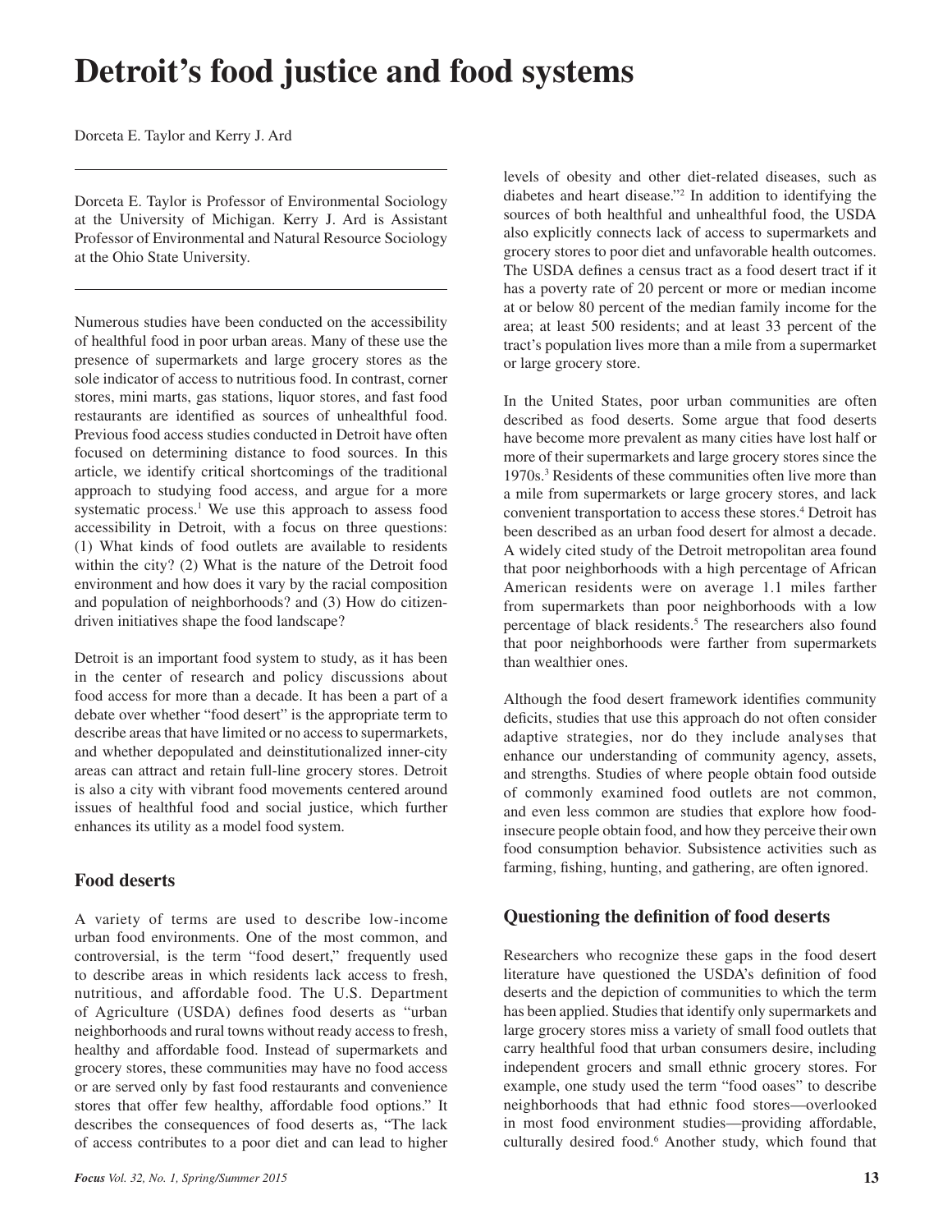# Detroit's food justice and food systems

Dorceta E. Taylor and Kerry J. Ard

Dorceta E. Taylor is Professor of Environmental Sociology at the University of Michigan. Kerry J. Ard is Assistant Professor of Environmental and Natural Resource Sociology at the Ohio State University.

Numerous studies have been conducted on the accessibility of healthful food in poor urban areas. Many of these use the presence of supermarkets and large grocery stores as the sole indicator of access to nutritious food. In contrast, corner stores, mini marts, gas stations, liquor stores, and fast food restaurants are identified as sources of unhealthful food. Previous food access studies conducted in Detroit have often focused on determining distance to food sources. In this article, we identify critical shortcomings of the traditional approach to studying food access, and argue for a more systematic process.[1] We use this approach to assess food accessibility in Detroit, with a focus on three questions: (1) What kinds of food outlets are available to residents within the city? (2) What is the nature of the Detroit food environment and how does it vary by the racial composition and population of neighborhoods? and (3) How do citizen-driven initiatives shape the food landscape?

Detroit is an important food system to study, as it has been in the center of research and policy discussions about food access for more than a decade. It has been a part of a debate over whether "food desert" is the appropriate term to describe areas that have limited or no access to supermarkets, and whether depopulated and deinstitutionalized inner-city areas can attract and retain full-line grocery stores. Detroit is also a city with vibrant food movements centered around issues of healthful food and social justice, which further enhances its utility as a model food system.

## Food deserts

A variety of terms are used to describe low-income urban food environments. One of the most common, and controversial, is the term "food desert," frequently used to describe areas in which residents lack access to fresh, nutritious, and affordable food. The U.S. Department of Agriculture (USDA) defines food deserts as "urban neighborhoods and rural towns without ready access to fresh, healthy and affordable food. Instead of supermarkets and grocery stores, these communities may have no food access or are served only by fast food restaurants and convenience stores that offer few healthy, affordable food options." It describes the consequences of food deserts as, "The lack of access contributes to a poor diet and can lead to higher levels of obesity and other diet-related diseases, such as diabetes and heart disease."[2] In addition to identifying the sources of both healthful and unhealthful food, the USDA also explicitly connects lack of access to supermarkets and grocery stores to poor diet and unfavorable health outcomes. The USDA defines a census tract as a food desert tract if it has a poverty rate of 20 percent or more or median income at or below 80 percent of the median family income for the area; at least 500 residents; and at least 33 percent of the tract's population lives more than a mile from a supermarket or large grocery store.

In the United States, poor urban communities are often described as food deserts. Some argue that food deserts have become more prevalent as many cities have lost half or more of their supermarkets and large grocery stores since the 1970s.[3] Residents of these communities often live more than a mile from supermarkets or large grocery stores, and lack convenient transportation to access these stores.[4] Detroit has been described as an urban food desert for almost a decade. A widely cited study of the Detroit metropolitan area found that poor neighborhoods with a high percentage of African American residents were on average 1.1 miles farther from supermarkets than poor neighborhoods with a low percentage of black residents.[5] The researchers also found that poor neighborhoods were farther from supermarkets than wealthier ones.

Although the food desert framework identifies community deficits, studies that use this approach do not often consider adaptive strategies, nor do they include analyses that enhance our understanding of community agency, assets, and strengths. Studies of where people obtain food outside of commonly examined food outlets are not common, and even less common are studies that explore how food-insecure people obtain food, and how they perceive their own food consumption behavior. Subsistence activities such as farming, fishing, hunting, and gathering, are often ignored.

## Questioning the definition of food deserts

Researchers who recognize these gaps in the food desert literature have questioned the USDA's definition of food deserts and the depiction of communities to which the term has been applied. Studies that identify only supermarkets and large grocery stores miss a variety of small food outlets that carry healthful food that urban consumers desire, including independent grocers and small ethnic grocery stores. For example, one study used the term "food oases" to describe neighborhoods that had ethnic food stores—overlooked in most food environment studies—providing affordable, culturally desired food.[6] Another study, which found that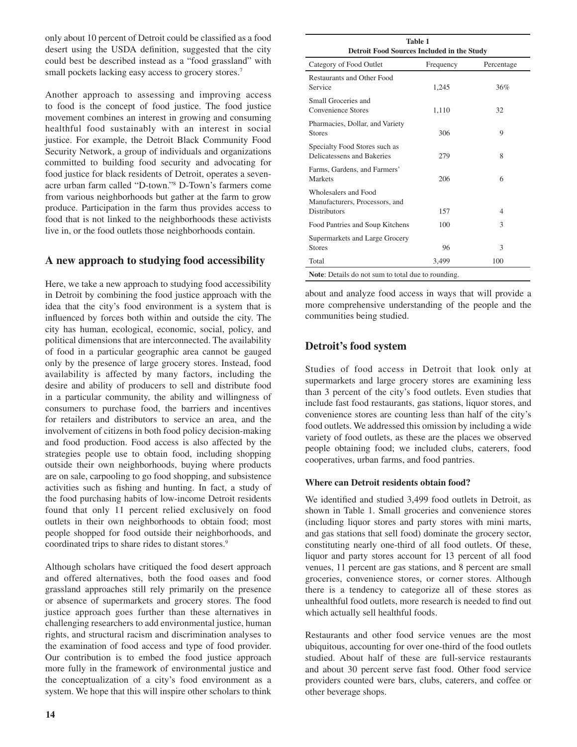only about 10 percent of Detroit could be classified as a food desert using the USDA definition, suggested that the city could best be described instead as a "food grassland" with small pockets lacking easy access to grocery stores.[7]

Another approach to assessing and improving access to food is the concept of food justice. The food justice movement combines an interest in growing and consuming healthful food sustainably with an interest in social justice. For example, the Detroit Black Community Food Security Network, a group of individuals and organizations committed to building food security and advocating for food justice for black residents of Detroit, operates a seven-acre urban farm called "D-town."[8] D-Town's farmers come from various neighborhoods but gather at the farm to grow produce. Participation in the farm thus provides access to food that is not linked to the neighborhoods these activists live in, or the food outlets those neighborhoods contain.

## A new approach to studying food accessibility

Here, we take a new approach to studying food accessibility in Detroit by combining the food justice approach with the idea that the city's food environment is a system that is influenced by forces both within and outside the city. The city has human, ecological, economic, social, policy, and political dimensions that are interconnected. The availability of food in a particular geographic area cannot be gauged only by the presence of large grocery stores. Instead, food availability is affected by many factors, including the desire and ability of producers to sell and distribute food in a particular community, the ability and willingness of consumers to purchase food, the barriers and incentives for retailers and distributors to service an area, and the involvement of citizens in both food policy decision-making and food production. Food access is also affected by the strategies people use to obtain food, including shopping outside their own neighborhoods, buying where products are on sale, carpooling to go food shopping, and subsistence activities such as fishing and hunting. In fact, a study of the food purchasing habits of low-income Detroit residents found that only 11 percent relied exclusively on food outlets in their own neighborhoods to obtain food; most people shopped for food outside their neighborhoods, and coordinated trips to share rides to distant stores.[9]

Although scholars have critiqued the food desert approach and offered alternatives, both the food oases and food grassland approaches still rely primarily on the presence or absence of supermarkets and grocery stores. The food justice approach goes further than these alternatives in challenging researchers to add environmental justice, human rights, and structural racism and discrimination analyses to the examination of food access and type of food provider. Our contribution is to embed the food justice approach more fully in the framework of environmental justice and the conceptualization of a city's food environment as a system. We hope that this will inspire other scholars to think about and analyze food access in ways that will provide a more comprehensive understanding of the people and the communities being studied.

**Table 1**
**Detroit Food Sources Included in the Study**

| Category of Food Outlet | Frequency | Percentage |
|---|---|---|
| Restaurants and Other Food Service | 1,245 | 36% |
| Small Groceries and Convenience Stores | 1,110 | 32 |
| Pharmacies, Dollar, and Variety Stores | 306 | 9 |
| Specialty Food Stores such as Delicatessens and Bakeries | 279 | 8 |
| Farms, Gardens, and Farmers' Markets | 206 | 6 |
| Wholesalers and Food Manufacturers, Processors, and Distributors | 157 | 4 |
| Food Pantries and Soup Kitchens | 100 | 3 |
| Supermarkets and Large Grocery Stores | 96 | 3 |
| Total | 3,499 | 100 |

**Note**: Details do not sum to total due to rounding.

## Detroit's food system

Studies of food access in Detroit that look only at supermarkets and large grocery stores are examining less than 3 percent of the city's food outlets. Even studies that include fast food restaurants, gas stations, liquor stores, and convenience stores are counting less than half of the city's food outlets. We addressed this omission by including a wide variety of food outlets, as these are the places we observed people obtaining food; we included clubs, caterers, food cooperatives, urban farms, and food pantries.

### Where can Detroit residents obtain food?

We identified and studied 3,499 food outlets in Detroit, as shown in Table 1. Small groceries and convenience stores (including liquor stores and party stores with mini marts, and gas stations that sell food) dominate the grocery sector, constituting nearly one-third of all food outlets. Of these, liquor and party stores account for 13 percent of all food venues, 11 percent are gas stations, and 8 percent are small groceries, convenience stores, or corner stores. Although there is a tendency to categorize all of these stores as unhealthful food outlets, more research is needed to find out which actually sell healthful foods.

Restaurants and other food service venues are the most ubiquitous, accounting for over one-third of the food outlets studied. About half of these are full-service restaurants and about 30 percent serve fast food. Other food service providers counted were bars, clubs, caterers, and coffee or other beverage shops.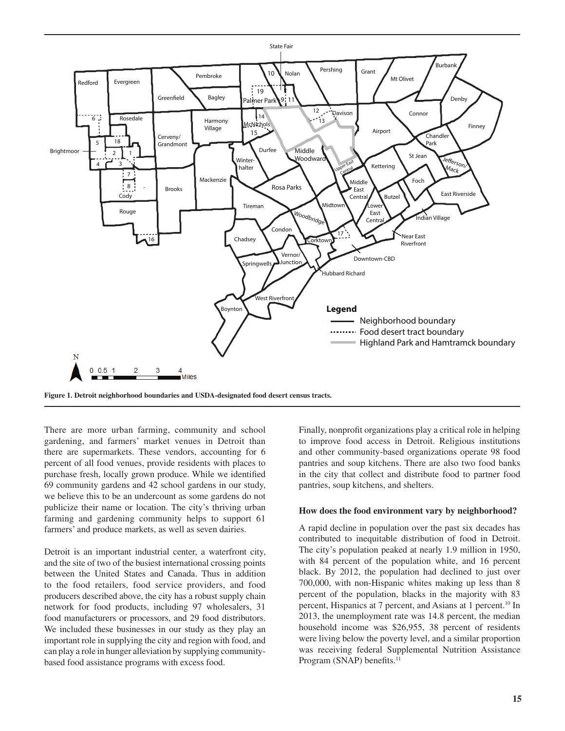Figure 1. Detroit neighborhood boundaries and USDA-designated food desert census tracts.

There are more urban farming, community and school gardening, and farmers' market venues in Detroit than there are supermarkets. These vendors, accounting for 6 percent of all food venues, provide residents with places to purchase fresh, locally grown produce. While we identified 69 community gardens and 42 school gardens in our study, we believe this to be an undercount as some gardens do not publicize their name or location. The city's thriving urban farming and gardening community helps to support 61 farmers' and produce markets, as well as seven dairies.

Detroit is an important industrial center, a waterfront city, and the site of two of the busiest international crossing points between the United States and Canada. Thus in addition to the food retailers, food service providers, and food producers described above, the city has a robust supply chain network for food products, including 97 wholesalers, 31 food manufacturers or processors, and 29 food distributors. We included these businesses in our study as they play an important role in supplying the city and region with food, and can play a role in hunger alleviation by supplying community-based food assistance programs with excess food.

Finally, nonprofit organizations play a critical role in helping to improve food access in Detroit. Religious institutions and other community-based organizations operate 98 food pantries and soup kitchens. There are also two food banks in the city that collect and distribute food to partner food pantries, soup kitchens, and shelters.

### How does the food environment vary by neighborhood?

A rapid decline in population over the past six decades has contributed to inequitable distribution of food in Detroit. The city's population peaked at nearly 1.9 million in 1950, with 84 percent of the population white, and 16 percent black. By 2012, the population had declined to just over 700,000, with non-Hispanic whites making up less than 8 percent of the population, blacks in the majority with 83 percent, Hispanics at 7 percent, and Asians at 1 percent.[10] In 2013, the unemployment rate was 14.8 percent, the median household income was $26,955, 38 percent of residents were living below the poverty level, and a similar proportion was receiving federal Supplemental Nutrition Assistance Program (SNAP) benefits.[11]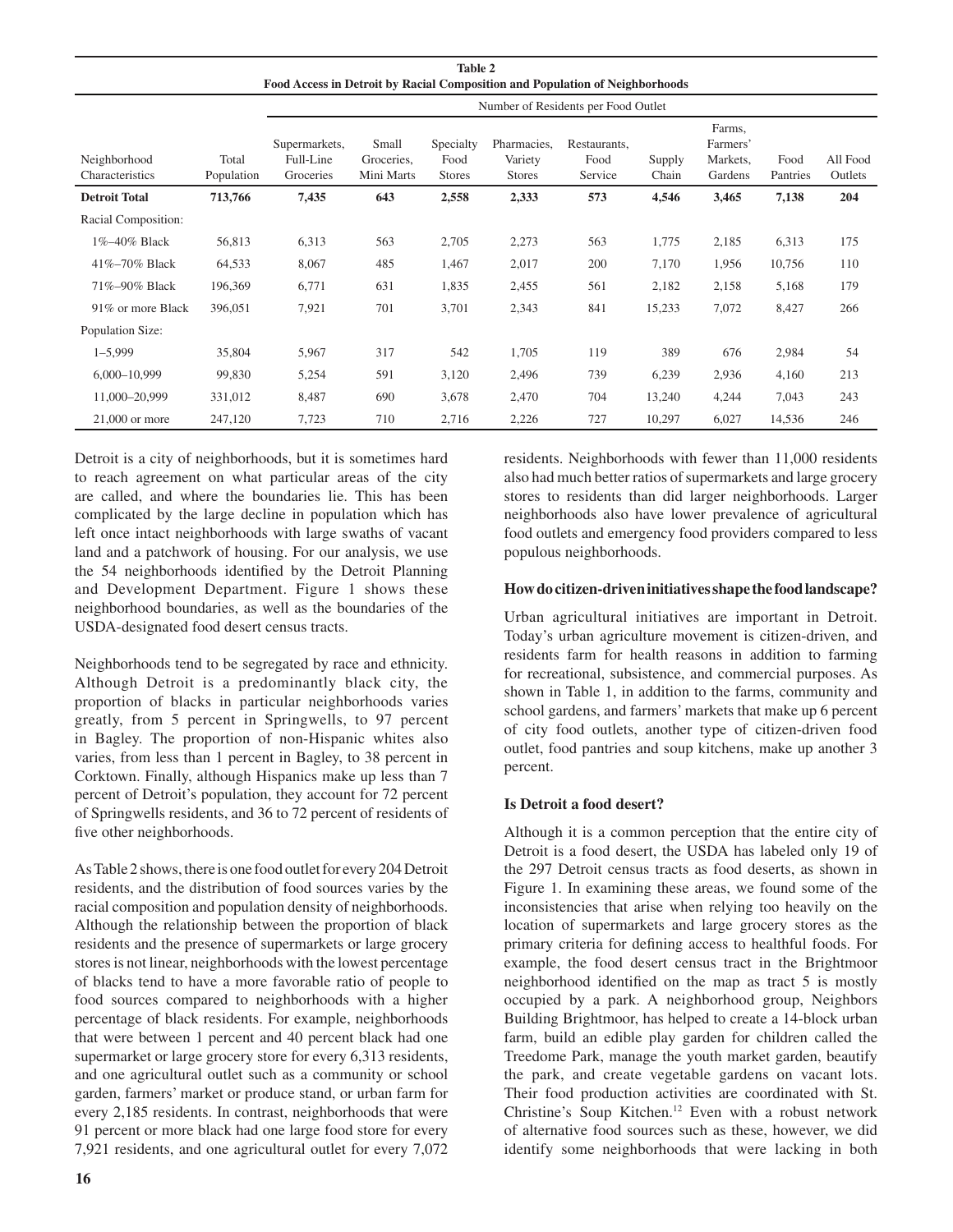**Table 2**
**Food Access in Detroit by Racial Composition and Population of Neighborhoods**

| Neighborhood Characteristics | Total Population | Number of Residents per Food Outlet | | | | | | | | |
|---|---|---|---|---|---|---|---|---|---|---|
| | | Supermarkets, Full-Line Groceries | Small Groceries, Mini Marts | Specialty Food Stores | Pharmacies, Variety Stores | Restaurants, Food Service | Supply Chain | Farms, Farmers' Markets, Gardens | Food Pantries | All Food Outlets |
| **Detroit Total** | **713,766** | **7,435** | **643** | **2,558** | **2,333** | **573** | **4,546** | **3,465** | **7,138** | **204** |
| Racial Composition: | | | | | | | | | | |
| 1%–40% Black | 56,813 | 6,313 | 563 | 2,705 | 2,273 | 563 | 1,775 | 2,185 | 6,313 | 175 |
| 41%–70% Black | 64,533 | 8,067 | 485 | 1,467 | 2,017 | 200 | 7,170 | 1,956 | 10,756 | 110 |
| 71%–90% Black | 196,369 | 6,771 | 631 | 1,835 | 2,455 | 561 | 2,182 | 2,158 | 5,168 | 179 |
| 91% or more Black | 396,051 | 7,921 | 701 | 3,701 | 2,343 | 841 | 15,233 | 7,072 | 8,427 | 266 |
| Population Size: | | | | | | | | | | |
| 1–5,999 | 35,804 | 5,967 | 317 | 542 | 1,705 | 119 | 389 | 676 | 2,984 | 54 |
| 6,000–10,999 | 99,830 | 5,254 | 591 | 3,120 | 2,496 | 739 | 6,239 | 2,936 | 4,160 | 213 |
| 11,000–20,999 | 331,012 | 8,487 | 690 | 3,678 | 2,470 | 704 | 13,240 | 4,244 | 7,043 | 243 |
| 21,000 or more | 247,120 | 7,723 | 710 | 2,716 | 2,226 | 727 | 10,297 | 6,027 | 14,536 | 246 |

Detroit is a city of neighborhoods, but it is sometimes hard to reach agreement on what particular areas of the city are called, and where the boundaries lie. This has been complicated by the large decline in population which has left once intact neighborhoods with large swaths of vacant land and a patchwork of housing. For our analysis, we use the 54 neighborhoods identified by the Detroit Planning and Development Department. Figure 1 shows these neighborhood boundaries, as well as the boundaries of the USDA-designated food desert census tracts.

Neighborhoods tend to be segregated by race and ethnicity. Although Detroit is a predominantly black city, the proportion of blacks in particular neighborhoods varies greatly, from 5 percent in Springwells, to 97 percent in Bagley. The proportion of non-Hispanic whites also varies, from less than 1 percent in Bagley, to 38 percent in Corktown. Finally, although Hispanics make up less than 7 percent of Detroit's population, they account for 72 percent of Springwells residents, and 36 to 72 percent of residents of five other neighborhoods.

As Table 2 shows, there is one food outlet for every 204 Detroit residents, and the distribution of food sources varies by the racial composition and population density of neighborhoods. Although the relationship between the proportion of black residents and the presence of supermarkets or large grocery stores is not linear, neighborhoods with the lowest percentage of blacks tend to have a more favorable ratio of people to food sources compared to neighborhoods with a higher percentage of black residents. For example, neighborhoods that were between 1 percent and 40 percent black had one supermarket or large grocery store for every 6,313 residents, and one agricultural outlet such as a community or school garden, farmers' market or produce stand, or urban farm for every 2,185 residents. In contrast, neighborhoods that were 91 percent or more black had one large food store for every 7,921 residents, and one agricultural outlet for every 7,072 residents. Neighborhoods with fewer than 11,000 residents also had much better ratios of supermarkets and large grocery stores to residents than did larger neighborhoods. Larger neighborhoods also have lower prevalence of agricultural food outlets and emergency food providers compared to less populous neighborhoods.

### How do citizen-driven initiatives shape the food landscape?

Urban agricultural initiatives are important in Detroit. Today's urban agriculture movement is citizen-driven, and residents farm for health reasons in addition to farming for recreational, subsistence, and commercial purposes. As shown in Table 1, in addition to the farms, community and school gardens, and farmers' markets that make up 6 percent of city food outlets, another type of citizen-driven food outlet, food pantries and soup kitchens, make up another 3 percent.

### Is Detroit a food desert?

Although it is a common perception that the entire city of Detroit is a food desert, the USDA has labeled only 19 of the 297 Detroit census tracts as food deserts, as shown in Figure 1. In examining these areas, we found some of the inconsistencies that arise when relying too heavily on the location of supermarkets and large grocery stores as the primary criteria for defining access to healthful foods. For example, the food desert census tract in the Brightmoor neighborhood identified on the map as tract 5 is mostly occupied by a park. A neighborhood group, Neighbors Building Brightmoor, has helped to create a 14-block urban farm, build an edible play garden for children called the Treedome Park, manage the youth market garden, beautify the park, and create vegetable gardens on vacant lots. Their food production activities are coordinated with St. Christine's Soup Kitchen.[12] Even with a robust network of alternative food sources such as these, however, we did identify some neighborhoods that were lacking in both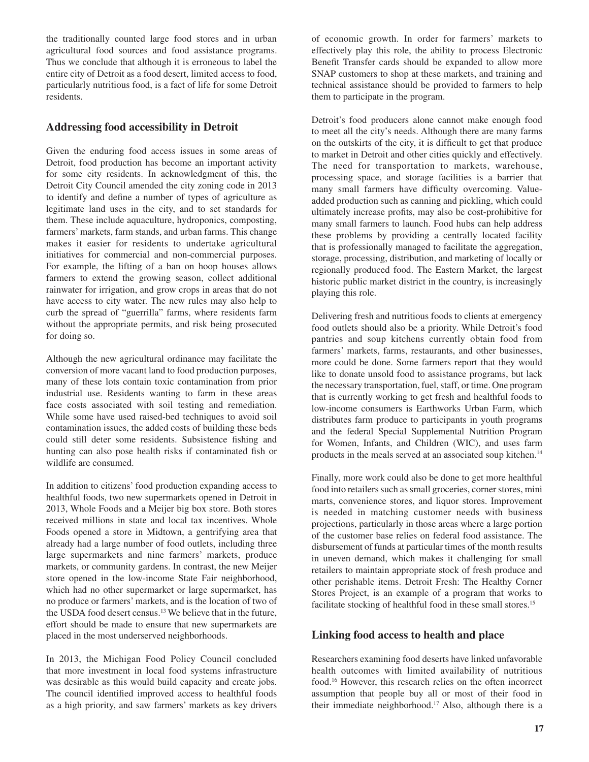the traditionally counted large food stores and in urban agricultural food sources and food assistance programs. Thus we conclude that although it is erroneous to label the entire city of Detroit as a food desert, limited access to food, particularly nutritious food, is a fact of life for some Detroit residents.

## Addressing food accessibility in Detroit

Given the enduring food access issues in some areas of Detroit, food production has become an important activity for some city residents. In acknowledgement of this, the Detroit City Council amended the city zoning code in 2013 to identify and define a number of types of agriculture as legitimate land uses in the city, and to set standards for them. These include aquaculture, hydroponics, composting, farmers' markets, farm stands, and urban farms. This change makes it easier for residents to undertake agricultural initiatives for commercial and non-commercial purposes. For example, the lifting of a ban on hoop houses allows farmers to extend the growing season, collect additional rainwater for irrigation, and grow crops in areas that do not have access to city water. The new rules may also help to curb the spread of "guerrilla" farms, where residents farm without the appropriate permits, and risk being prosecuted for doing so.

Although the new agricultural ordinance may facilitate the conversion of more vacant land to food production purposes, many of these lots contain toxic contamination from prior industrial use. Residents wanting to farm in these areas face costs associated with soil testing and remediation. While some have used raised-bed techniques to avoid soil contamination issues, the added costs of building these beds could still deter some residents. Subsistence fishing and hunting can also pose health risks if contaminated fish or wildlife are consumed.

In addition to citizens' food production expanding access to healthful foods, two new supermarkets opened in Detroit in 2013, Whole Foods and a Meijer big box store. Both stores received millions in state and local tax incentives. Whole Foods opened a store in Midtown, a gentrifying area that already had a large number of food outlets, including three large supermarkets and nine farmers' markets, produce markets, or community gardens. In contrast, the new Meijer store opened in the low-income State Fair neighborhood, which had no other supermarket or large supermarket, has no produce or farmers' markets, and is the location of two of the USDA food desert census.[13] We believe that in the future, effort should be made to ensure that new supermarkets are placed in the most underserved neighborhoods.

In 2013, the Michigan Food Policy Council concluded that more investment in local food systems infrastructure was desirable as this would build capacity and create jobs. The council identified improved access to healthful foods as a high priority, and saw farmers' markets as key drivers of economic growth. In order for farmers' markets to effectively play this role, the ability to process Electronic Benefit Transfer cards should be expanded to allow more SNAP customers to shop at these markets, and training and technical assistance should be provided to farmers to help them to participate in the program.

Detroit's food producers alone cannot make enough food to meet all the city's needs. Although there are many farms on the outskirts of the city, it is difficult to get that produce to market in Detroit and other cities quickly and effectively. The need for transportation to markets, warehouse, processing space, and storage facilities is a barrier that many small farmers have difficulty overcoming. Value-added production such as canning and pickling, which could ultimately increase profits, may also be cost-prohibitive for many small farmers to launch. Food hubs can help address these problems by providing a centrally located facility that is professionally managed to facilitate the aggregation, storage, processing, distribution, and marketing of locally or regionally produced food. The Eastern Market, the largest historic public market district in the country, is increasingly playing this role.

Delivering fresh and nutritious foods to clients at emergency food outlets should also be a priority. While Detroit's food pantries and soup kitchens currently obtain food from farmers' markets, farms, restaurants, and other businesses, more could be done. Some farmers report that they would like to donate unsold food to assistance programs, but lack the necessary transportation, fuel, staff, or time. One program that is currently working to get fresh and healthful foods to low-income consumers is Earthworks Urban Farm, which distributes farm produce to participants in youth programs and the federal Special Supplemental Nutrition Program for Women, Infants, and Children (WIC), and uses farm products in the meals served at an associated soup kitchen.[14]

Finally, more work could also be done to get more healthful food into retailers such as small groceries, corner stores, mini marts, convenience stores, and liquor stores. Improvement is needed in matching customer needs with business projections, particularly in those areas where a large portion of the customer base relies on federal food assistance. The disbursement of funds at particular times of the month results in uneven demand, which makes it challenging for small retailers to maintain appropriate stock of fresh produce and other perishable items. Detroit Fresh: The Healthy Corner Stores Project, is an example of a program that works to facilitate stocking of healthful food in these small stores.[15]

## Linking food access to health and place

Researchers examining food deserts have linked unfavorable health outcomes with limited availability of nutritious food.[16] However, this research relies on the often incorrect assumption that people buy all or most of their food in their immediate neighborhood.[17] Also, although there is a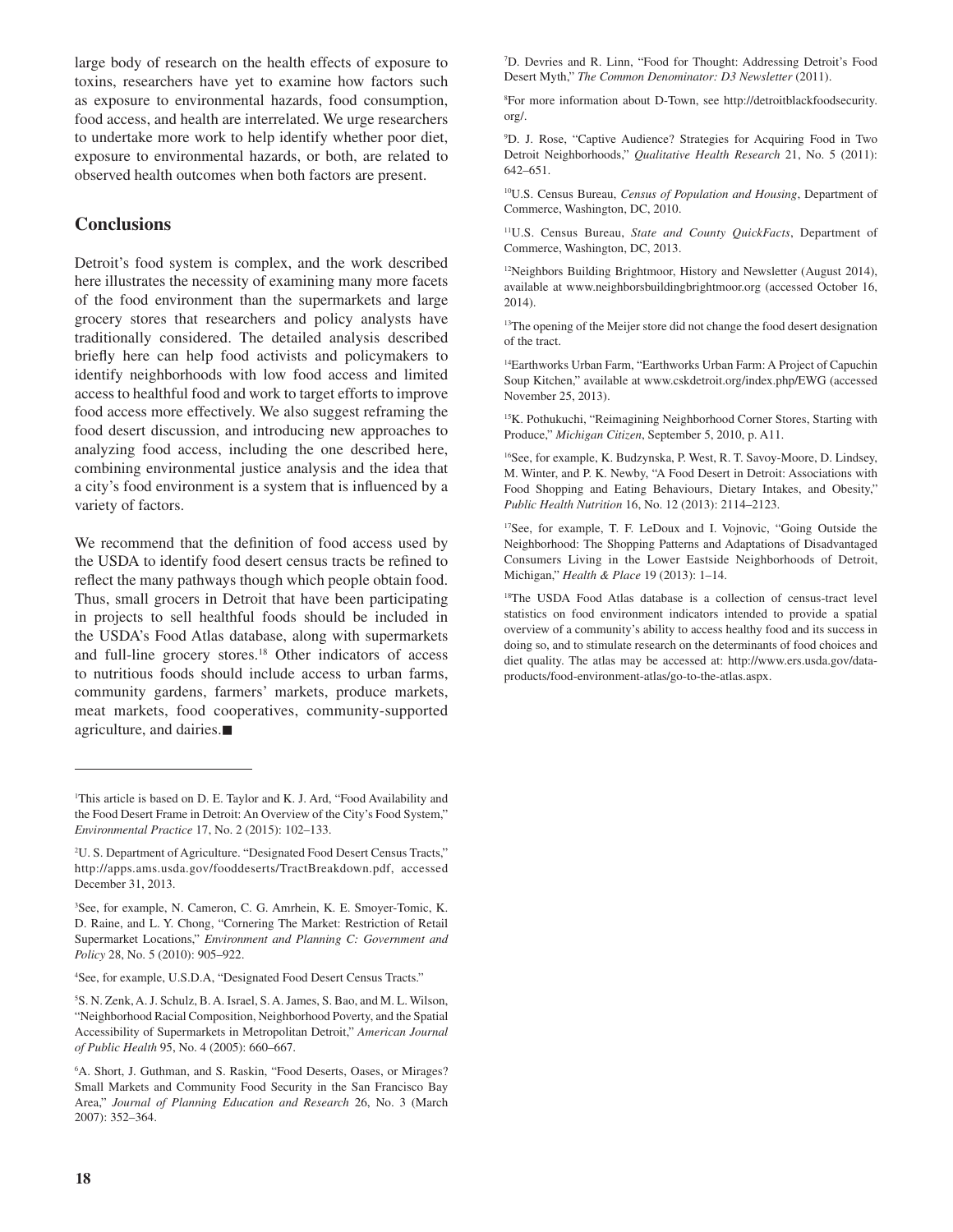large body of research on the health effects of exposure to toxins, researchers have yet to examine how factors such as exposure to environmental hazards, food consumption, food access, and health are interrelated. We urge researchers to undertake more work to help identify whether poor diet, exposure to environmental hazards, or both, are related to observed health outcomes when both factors are present.

## Conclusions

Detroit's food system is complex, and the work described here illustrates the necessity of examining many more facets of the food environment than the supermarkets and large grocery stores that researchers and policy analysts have traditionally considered. The detailed analysis described briefly here can help food activists and policymakers to identify neighborhoods with low food access and limited access to healthful food and work to target efforts to improve food access more effectively. We also suggest reframing the food desert discussion, and introducing new approaches to analyzing food access, including the one described here, combining environmental justice analysis and the idea that a city's food environment is a system that is influenced by a variety of factors.

We recommend that the definition of food access used by the USDA to identify food desert census tracts be refined to reflect the many pathways though which people obtain food. Thus, small grocers in Detroit that have been participating in projects to sell healthful foods should be included in the USDA's Food Atlas database, along with supermarkets and full-line grocery stores.[18] Other indicators of access to nutritious foods should include access to urban farms, community gardens, farmers' markets, produce markets, meat markets, food cooperatives, community-supported agriculture, and dairies.■

---

[1]This article is based on D. E. Taylor and K. J. Ard, "Food Availability and the Food Desert Frame in Detroit: An Overview of the City's Food System," *Environmental Practice* 17, No. 2 (2015): 102–133.

[2]U. S. Department of Agriculture. "Designated Food Desert Census Tracts," http://apps.ams.usda.gov/fooddeserts/TractBreakdown.pdf, accessed December 31, 2013.

[3]See, for example, N. Cameron, C. G. Amrhein, K. E. Smoyer-Tomic, K. D. Raine, and L. Y. Chong, "Cornering The Market: Restriction of Retail Supermarket Locations," *Environment and Planning C: Government and Policy* 28, No. 5 (2010): 905–922.

[4]See, for example, U.S.D.A, "Designated Food Desert Census Tracts."

[5]S. N. Zenk, A. J. Schulz, B. A. Israel, S. A. James, S. Bao, and M. L. Wilson, "Neighborhood Racial Composition, Neighborhood Poverty, and the Spatial Accessibility of Supermarkets in Metropolitan Detroit," *American Journal of Public Health* 95, No. 4 (2005): 660–667.

[6]A. Short, J. Guthman, and S. Raskin, "Food Deserts, Oases, or Mirages? Small Markets and Community Food Security in the San Francisco Bay Area," *Journal of Planning Education and Research* 26, No. 3 (March 2007): 352–364.

[7]D. Devries and R. Linn, "Food for Thought: Addressing Detroit's Food Desert Myth," *The Common Denominator: D3 Newsletter* (2011).

[8]For more information about D-Town, see http://detroitblackfoodsecurity.org/.

[9]D. J. Rose, "Captive Audience? Strategies for Acquiring Food in Two Detroit Neighborhoods," *Qualitative Health Research* 21, No. 5 (2011): 642–651.

[10]U.S. Census Bureau, *Census of Population and Housing*, Department of Commerce, Washington, DC, 2010.

[11]U.S. Census Bureau, *State and County QuickFacts*, Department of Commerce, Washington, DC, 2013.

[12]Neighbors Building Brightmoor, History and Newsletter (August 2014), available at www.neighborsbuildingbrightmoor.org (accessed October 16, 2014).

[13]The opening of the Meijer store did not change the food desert designation of the tract.

[14]Earthworks Urban Farm, "Earthworks Urban Farm: A Project of Capuchin Soup Kitchen," available at www.cskdetroit.org/index.php/EWG (accessed November 25, 2013).

[15]K. Pothukuchi, "Reimagining Neighborhood Corner Stores, Starting with Produce," *Michigan Citizen*, September 5, 2010, p. A11.

[16]See, for example, K. Budzynska, P. West, R. T. Savoy-Moore, D. Lindsey, M. Winter, and P. K. Newby, "A Food Desert in Detroit: Associations with Food Shopping and Eating Behaviours, Dietary Intakes, and Obesity," *Public Health Nutrition* 16, No. 12 (2013): 2114–2123.

[17]See, for example, T. F. LeDoux and I. Vojnovic, "Going Outside the Neighborhood: The Shopping Patterns and Adaptations of Disadvantaged Consumers Living in the Lower Eastside Neighborhoods of Detroit, Michigan," *Health & Place* 19 (2013): 1–14.

[18]The USDA Food Atlas database is a collection of census-tract level statistics on food environment indicators intended to provide a spatial overview of a community's ability to access healthy food and its success in doing so, and to stimulate research on the determinants of food choices and diet quality. The atlas may be accessed at: http://www.ers.usda.gov/data-products/food-environment-atlas/go-to-the-atlas.aspx.